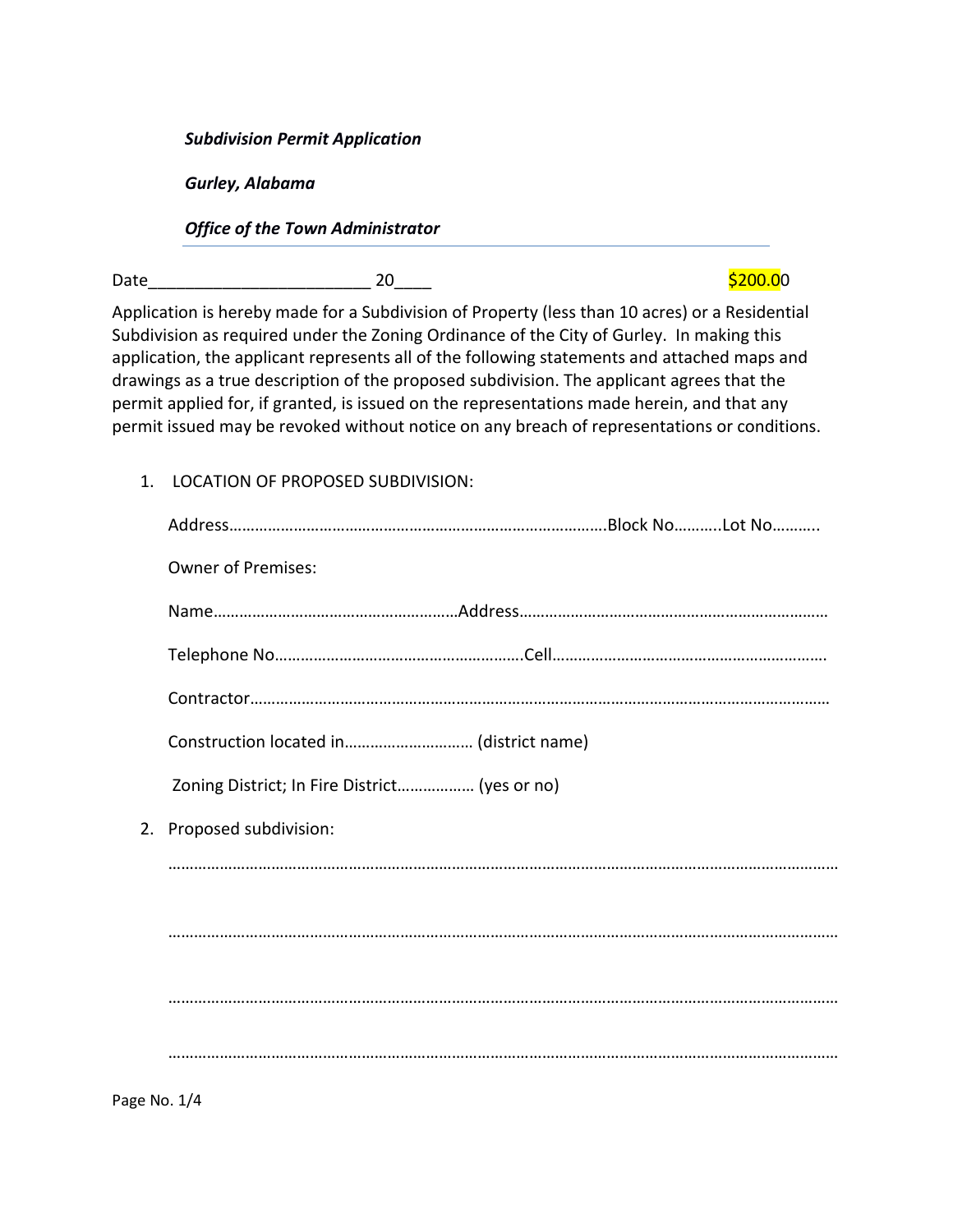***Subdivision Permit Application***

***Gurley, Alabama***

***Office of the Town Administrator***

---

Date________________________ 20____ $200.00

Application is hereby made for a Subdivision of Property (less than 10 acres) or a Residential Subdivision as required under the Zoning Ordinance of the City of Gurley. In making this application, the applicant represents all of the following statements and attached maps and drawings as a true description of the proposed subdivision. The applicant agrees that the permit applied for, if granted, is issued on the representations made herein, and that any permit issued may be revoked without notice on any breach of representations or conditions.

1. LOCATION OF PROPOSED SUBDIVISION:

   Address…………………………………………………………………………….Block No………..Lot No………..

   Owner of Premises:

   Name…………………………………………………Address………………………………………………………………

   Telephone No…………………………………………………Cell………………………………………………………

   Contractor…………………………………………………………………………………………………………………

   Construction located in………………………… (district name)

   Zoning District; In Fire District……………… (yes or no)

2. Proposed subdivision:

   ……………………………………………………………………………………………………………………………………

   ……………………………………………………………………………………………………………………………………

   ……………………………………………………………………………………………………………………………………

   ……………………………………………………………………………………………………………………………………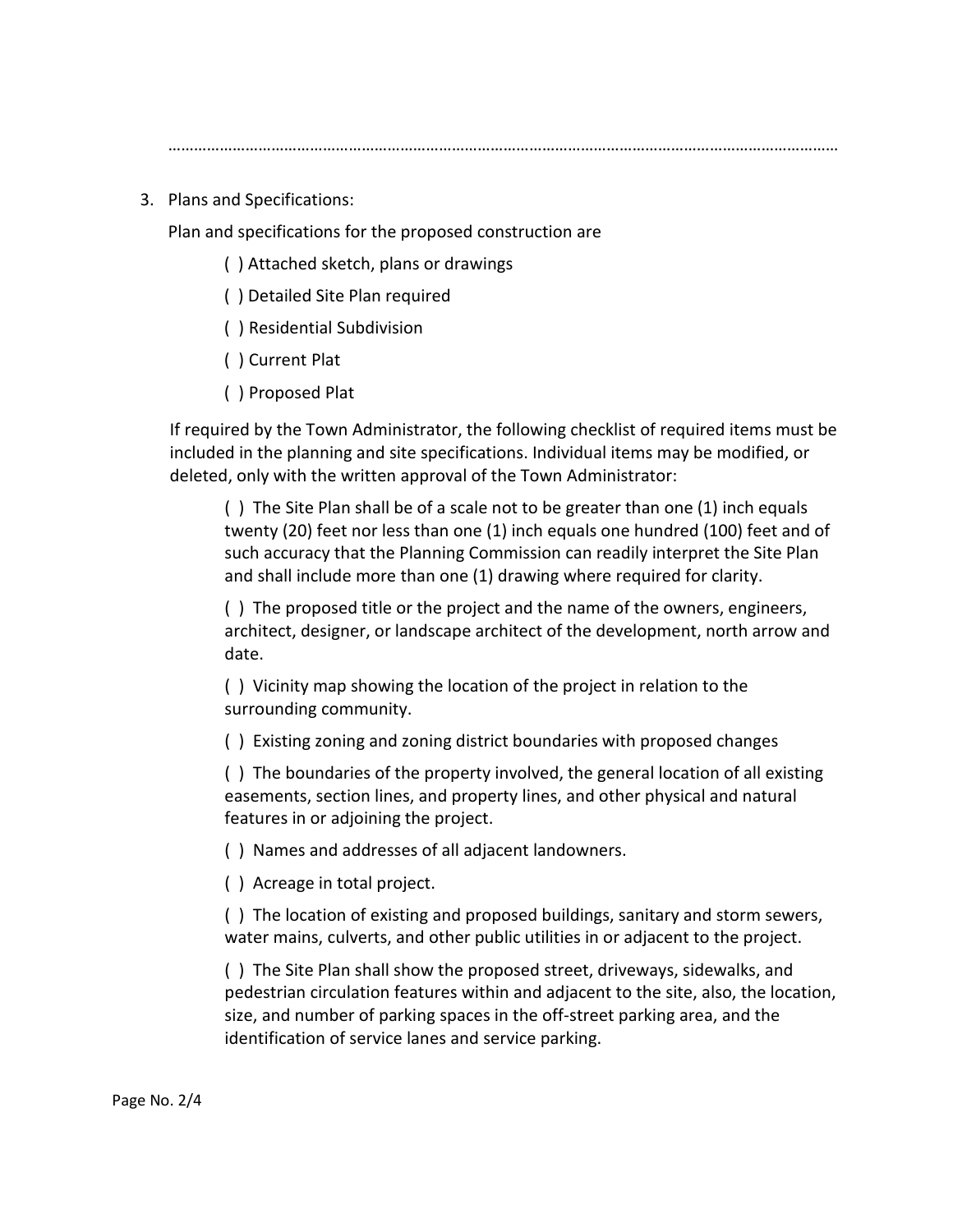……………………………………………………………………………………………………………………………………

3. Plans and Specifications:

   Plan and specifications for the proposed construction are

   ( ) Attached sketch, plans or drawings

   ( ) Detailed Site Plan required

   ( ) Residential Subdivision

   ( ) Current Plat

   ( ) Proposed Plat

   If required by the Town Administrator, the following checklist of required items must be included in the planning and site specifications. Individual items may be modified, or deleted, only with the written approval of the Town Administrator:

   ( ) The Site Plan shall be of a scale not to be greater than one (1) inch equals twenty (20) feet nor less than one (1) inch equals one hundred (100) feet and of such accuracy that the Planning Commission can readily interpret the Site Plan and shall include more than one (1) drawing where required for clarity.

   ( ) The proposed title or the project and the name of the owners, engineers, architect, designer, or landscape architect of the development, north arrow and date.

   ( ) Vicinity map showing the location of the project in relation to the surrounding community.

   ( ) Existing zoning and zoning district boundaries with proposed changes

   ( ) The boundaries of the property involved, the general location of all existing easements, section lines, and property lines, and other physical and natural features in or adjoining the project.

   ( ) Names and addresses of all adjacent landowners.

   ( ) Acreage in total project.

   ( ) The location of existing and proposed buildings, sanitary and storm sewers, water mains, culverts, and other public utilities in or adjacent to the project.

   ( ) The Site Plan shall show the proposed street, driveways, sidewalks, and pedestrian circulation features within and adjacent to the site, also, the location, size, and number of parking spaces in the off-street parking area, and the identification of service lanes and service parking.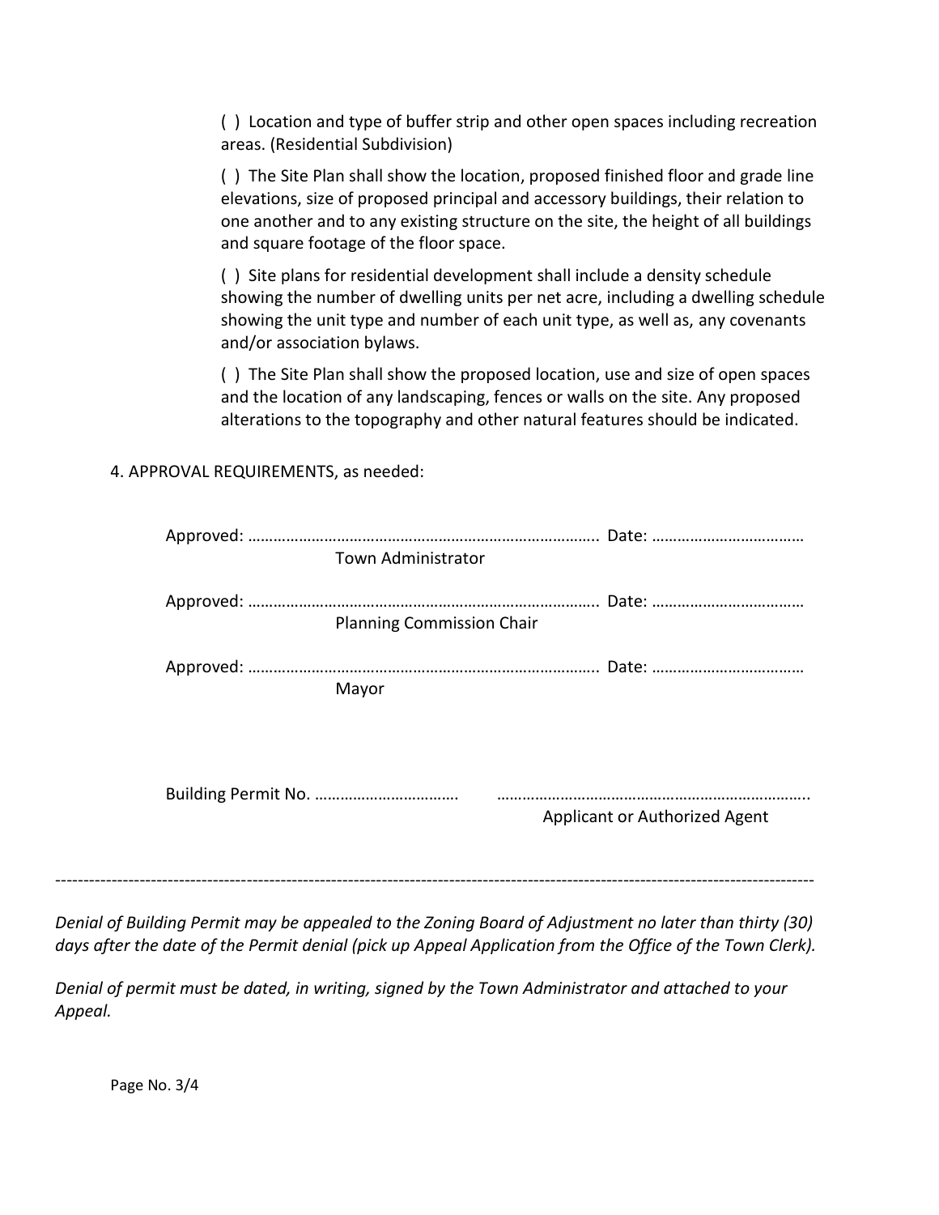( ) Location and type of buffer strip and other open spaces including recreation areas. (Residential Subdivision)

( ) The Site Plan shall show the location, proposed finished floor and grade line elevations, size of proposed principal and accessory buildings, their relation to one another and to any existing structure on the site, the height of all buildings and square footage of the floor space.

( ) Site plans for residential development shall include a density schedule showing the number of dwelling units per net acre, including a dwelling schedule showing the unit type and number of each unit type, as well as, any covenants and/or association bylaws.

( ) The Site Plan shall show the proposed location, use and size of open spaces and the location of any landscaping, fences or walls on the site. Any proposed alterations to the topography and other natural features should be indicated.

4. APPROVAL REQUIREMENTS, as needed:

Approved: ………………………………………………………………………. Date: ………………………………
Town Administrator

Approved: ………………………………………………………………………. Date: ………………………………
Planning Commission Chair

Approved: ………………………………………………………………………. Date: ………………………………
Mayor

Building Permit No. ……………………………  ………………………………………………………………..
Applicant or Authorized Agent

---

*Denial of Building Permit may be appealed to the Zoning Board of Adjustment no later than thirty (30) days after the date of the Permit denial (pick up Appeal Application from the Office of the Town Clerk).*

*Denial of permit must be dated, in writing, signed by the Town Administrator and attached to your Appeal.*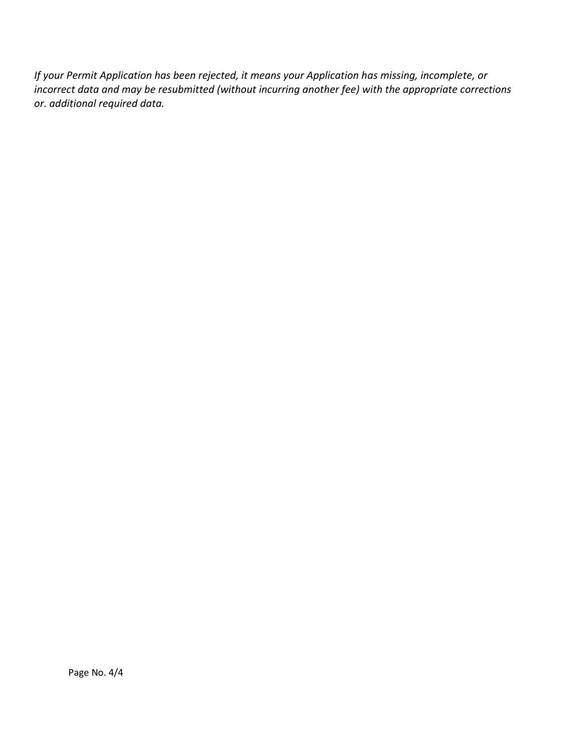*If your Permit Application has been rejected, it means your Application has missing, incomplete, or incorrect data and may be resubmitted (without incurring another fee) with the appropriate corrections or. additional required data.*